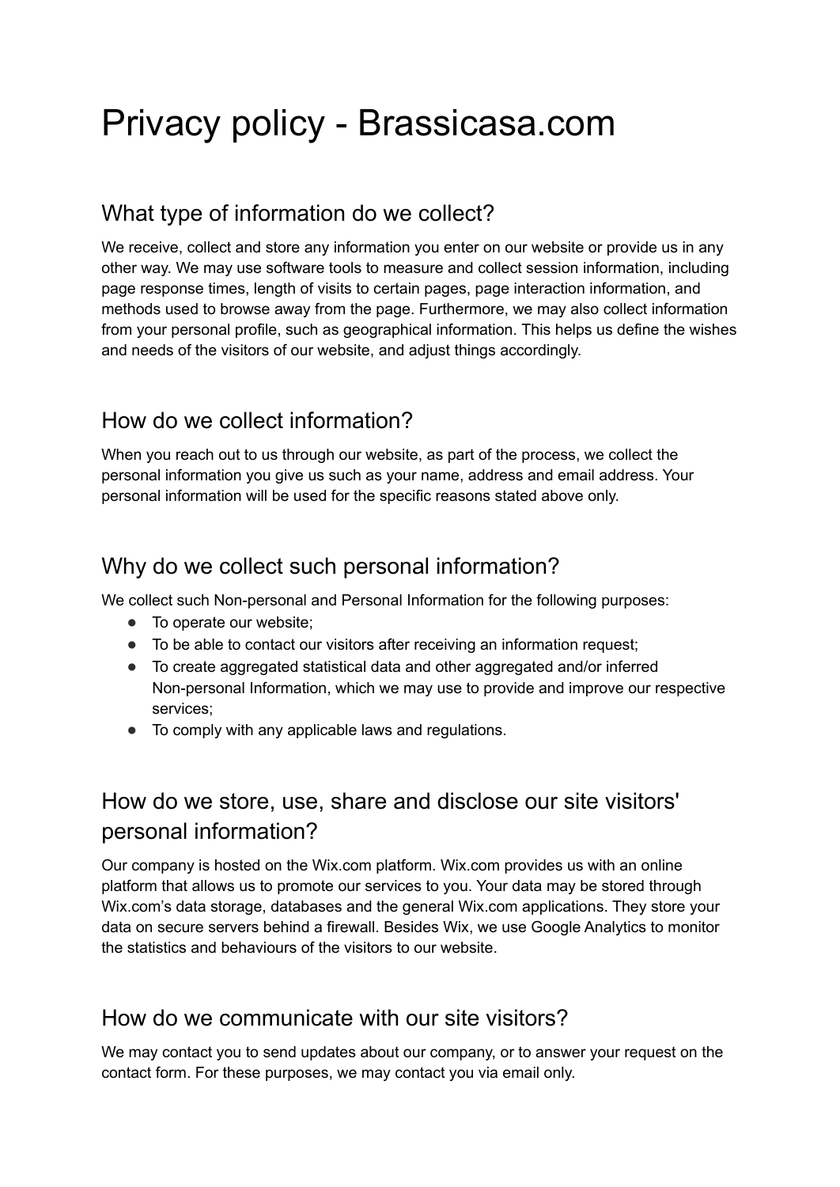# Privacy policy - Brassicasa.com

## What type of information do we collect?

We receive, collect and store any information you enter on our website or provide us in any other way. We may use software tools to measure and collect session information, including page response times, length of visits to certain pages, page interaction information, and methods used to browse away from the page. Furthermore, we may also collect information from your personal profile, such as geographical information. This helps us define the wishes and needs of the visitors of our website, and adjust things accordingly.

## How do we collect information?

When you reach out to us through our website, as part of the process, we collect the personal information you give us such as your name, address and email address. Your personal information will be used for the specific reasons stated above only.

## Why do we collect such personal information?

We collect such Non-personal and Personal Information for the following purposes:

- To operate our website;
- To be able to contact our visitors after receiving an information request;
- To create aggregated statistical data and other aggregated and/or inferred Non-personal Information, which we may use to provide and improve our respective services;
- To comply with any applicable laws and regulations.

## How do we store, use, share and disclose our site visitors' personal information?

Our company is hosted on the Wix.com platform. Wix.com provides us with an online platform that allows us to promote our services to you. Your data may be stored through Wix.com's data storage, databases and the general Wix.com applications. They store your data on secure servers behind a firewall. Besides Wix, we use Google Analytics to monitor the statistics and behaviours of the visitors to our website.

## How do we communicate with our site visitors?

We may contact you to send updates about our company, or to answer your request on the contact form. For these purposes, we may contact you via email only.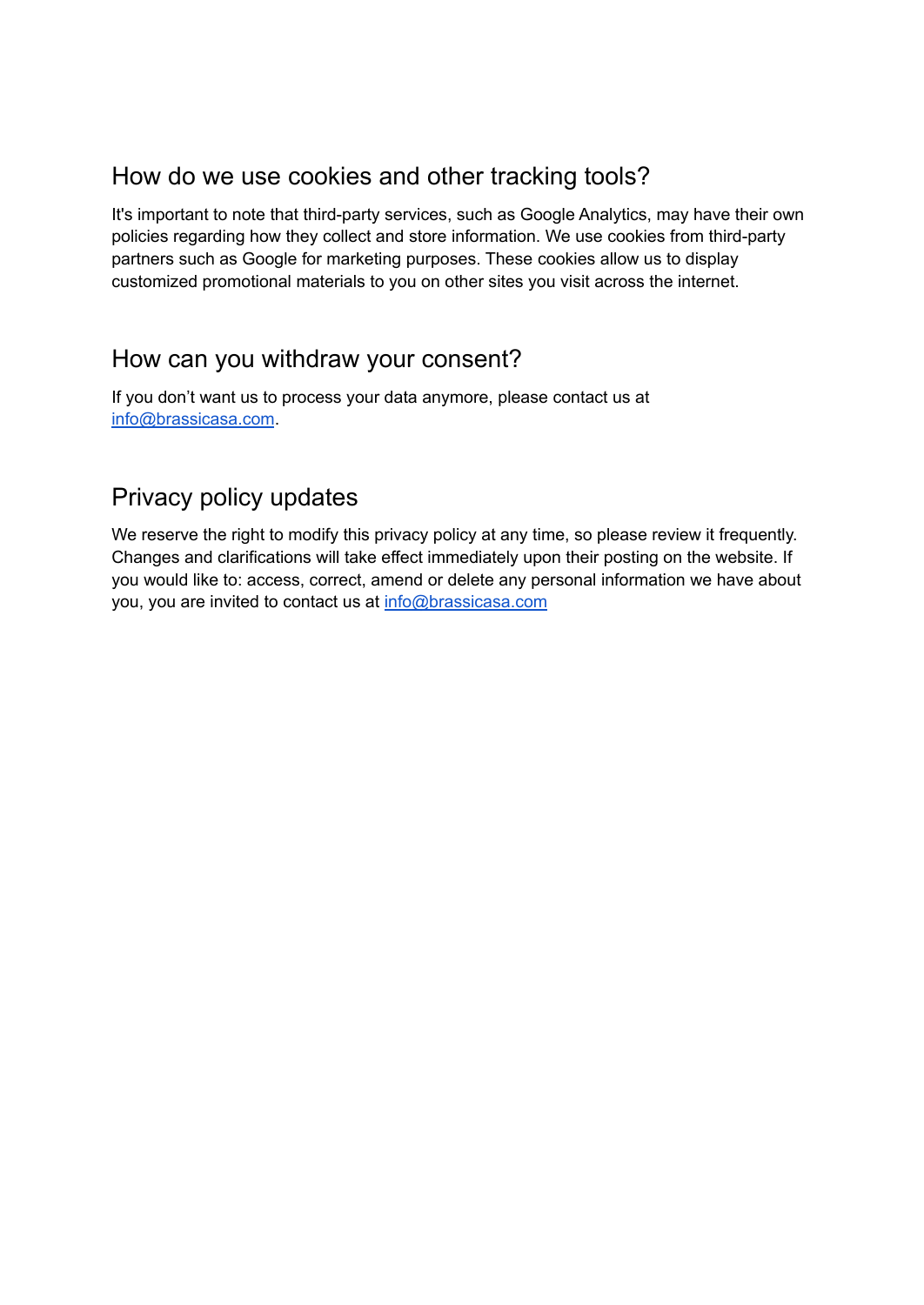## How do we use cookies and other tracking tools?

It's important to note that third-party services, such as Google Analytics, may have their own policies regarding how they collect and store information. We use cookies from third-party partners such as Google for marketing purposes. These cookies allow us to display customized promotional materials to you on other sites you visit across the internet.

## How can you withdraw your consent?

If you don't want us to process your data anymore, please contact us at [info@brassicasa.com](mailto:info@brassicasa.com).

## Privacy policy updates

We reserve the right to modify this privacy policy at any time, so please review it frequently. Changes and clarifications will take effect immediately upon their posting on the website. If you would like to: access, correct, amend or delete any personal information we have about you, you are invited to contact us at [info@brassicasa.com](mailto:info@brassicasa.com)